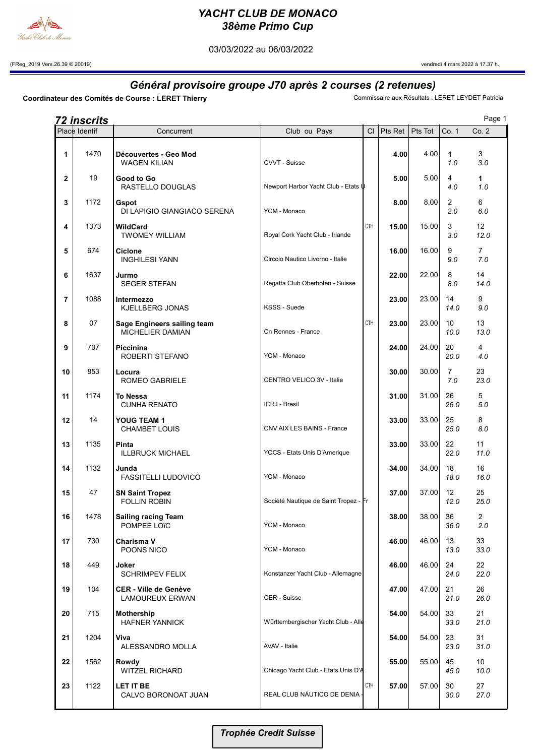# YACHT CLUB DE MONACO
## 38ème Primo Cup

03/03/2022 au 06/03/2022

(FReg_2019 Vers.26.39 © 20019) vendredi 4 mars 2022 à 17.37 h.

## Général provisoire groupe J70 après 2 courses (2 retenues)

**Coordinateur des Comités de Course : LERET Thierry** Commissaire aux Résultats : LERET LEYDET Patricia

***72 inscrits***

| Place | Identif | Concurrent | Club ou Pays | Cl | Pts Ret | Pts Tot | Co. 1 | Co. 2 |
|---|---|---|---|---|---|---|---|---|
| **1** | 1470 | **Découvertes - Geo Mod** WAGEN KILIAN | CVVT - Suisse | | **4.00** | 4.00 | **1** *1.0* | 3 *3.0* |
| **2** | 19 | **Good to Go** RASTELLO DOUGLAS | Newport Harbor Yacht Club - Etats U | | **5.00** | 5.00 | 4 *4.0* | **1** *1.0* |
| **3** | 1172 | **Gspot** DI LAPIGIO GIANGIACO SERENA | YCM - Monaco | | **8.00** | 8.00 | 2 *2.0* | 6 *6.0* |
| **4** | 1373 | **WildCard** TWOMEY WILLIAM | Royal Cork Yacht Club - Irlande | CTH | **15.00** | 15.00 | 3 *3.0* | 12 *12.0* |
| **5** | 674 | **Ciclone** INGHILESI YANN | Circolo Nautico Livorno - Italie | | **16.00** | 16.00 | 9 *9.0* | 7 *7.0* |
| **6** | 1637 | **Jurmo** SEGER STEFAN | Regatta Club Oberhofen - Suisse | | **22.00** | 22.00 | 8 *8.0* | 14 *14.0* |
| **7** | 1088 | **Intermezzo** KJELLBERG JONAS | KSSS - Suede | | **23.00** | 23.00 | 14 *14.0* | 9 *9.0* |
| **8** | 07 | **Sage Engineers sailing team** MICHELIER DAMIAN | Cn Rennes - France | CTH | **23.00** | 23.00 | 10 *10.0* | 13 *13.0* |
| **9** | 707 | **Piccinina** ROBERTI STEFANO | YCM - Monaco | | **24.00** | 24.00 | 20 *20.0* | 4 *4.0* |
| **10** | 853 | **Locura** ROMEO GABRIELE | CENTRO VELICO 3V - Italie | | **30.00** | 30.00 | 7 *7.0* | 23 *23.0* |
| **11** | 1174 | **To Nessa** CUNHA RENATO | ICRJ - Bresil | | **31.00** | 31.00 | 26 *26.0* | 5 *5.0* |
| **12** | 14 | **YOUG TEAM 1** CHAMBET LOUIS | CNV AIX LES BAINS - France | | **33.00** | 33.00 | 25 *25.0* | 8 *8.0* |
| **13** | 1135 | **Pinta** ILLBRUCK MICHAEL | YCCS - Etats Unis D'Amerique | | **33.00** | 33.00 | 22 *22.0* | 11 *11.0* |
| **14** | 1132 | **Junda** FASSITELLI LUDOVICO | YCM - Monaco | | **34.00** | 34.00 | 18 *18.0* | 16 *16.0* |
| **15** | 47 | **SN Saint Tropez** FOLLIN ROBIN | Société Nautique de Saint Tropez - Fr | | **37.00** | 37.00 | 12 *12.0* | 25 *25.0* |
| **16** | 1478 | **Sailing racing Team** POMPEE LOïC | YCM - Monaco | | **38.00** | 38.00 | 36 *36.0* | 2 *2.0* |
| **17** | 730 | **Charisma V** POONS NICO | YCM - Monaco | | **46.00** | 46.00 | 13 *13.0* | 33 *33.0* |
| **18** | 449 | **Joker** SCHRIMPEV FELIX | Konstanzer Yacht Club - Allemagne | | **46.00** | 46.00 | 24 *24.0* | 22 *22.0* |
| **19** | 104 | **CER - Ville de Genève** LAMOUREUX ERWAN | CER - Suisse | | **47.00** | 47.00 | 21 *21.0* | 26 *26.0* |
| **20** | 715 | **Mothership** HAFNER YANNICK | Württembergischer Yacht Club - Alle | | **54.00** | 54.00 | 33 *33.0* | 21 *21.0* |
| **21** | 1204 | **Viva** ALESSANDRO MOLLA | AVAV - Italie | | **54.00** | 54.00 | 23 *23.0* | 31 *31.0* |
| **22** | 1562 | **Rowdy** WITZEL RICHARD | Chicago Yacht Club - Etats Unis D'A | | **55.00** | 55.00 | 45 *45.0* | 10 *10.0* |
| **23** | 1122 | **LET IT BE** CALVO BORONOAT JUAN | REAL CLUB NÁUTICO DE DENIA - | CTH | **57.00** | 57.00 | 30 *30.0* | 27 *27.0* |

***Trophée Credit Suisse***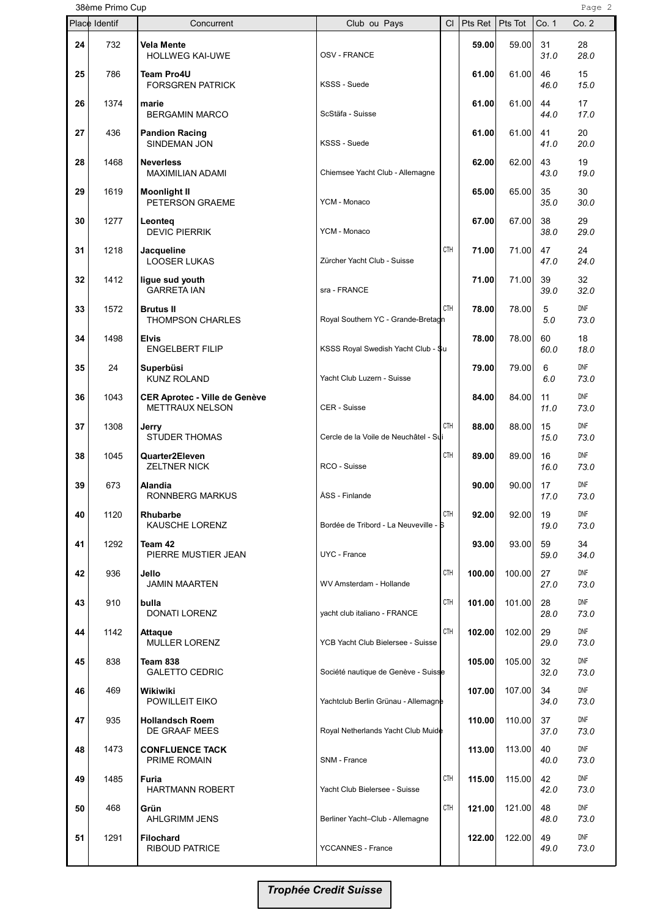| Place | Identif | Concurrent | Club ou Pays | Cl | Pts Ret | Pts Tot | Co. 1 | Co. 2 |
|---|---|---|---|---|---|---|---|---|
| 24 | 732 | **Vela Mente** HOLLWEG KAI-UWE | OSV - FRANCE | | **59.00** | 59.00 | 31 *31.0* | 28 *28.0* |
| 25 | 786 | **Team Pro4U** FORSGREN PATRICK | KSSS - Suede | | **61.00** | 61.00 | 46 *46.0* | 15 *15.0* |
| 26 | 1374 | **marie** BERGAMIN MARCO | ScStäfa - Suisse | | **61.00** | 61.00 | 44 *44.0* | 17 *17.0* |
| 27 | 436 | **Pandion Racing** SINDEMAN JON | KSSS - Suede | | **61.00** | 61.00 | 41 *41.0* | 20 *20.0* |
| 28 | 1468 | **Neverless** MAXIMILIAN ADAMI | Chiemsee Yacht Club - Allemagne | | **62.00** | 62.00 | 43 *43.0* | 19 *19.0* |
| 29 | 1619 | **Moonlight II** PETERSON GRAEME | YCM - Monaco | | **65.00** | 65.00 | 35 *35.0* | 30 *30.0* |
| 30 | 1277 | **Leonteq** DEVIC PIERRIK | YCM - Monaco | | **67.00** | 67.00 | 38 *38.0* | 29 *29.0* |
| 31 | 1218 | **Jacqueline** LOOSER LUKAS | Zürcher Yacht Club - Suisse | CTH | **71.00** | 71.00 | 47 *47.0* | 24 *24.0* |
| 32 | 1412 | **ligue sud youth** GARRETA IAN | sra - FRANCE | | **71.00** | 71.00 | 39 *39.0* | 32 *32.0* |
| 33 | 1572 | **Brutus II** THOMPSON CHARLES | Royal Southern YC - Grande-Bretagn | CTH | **78.00** | 78.00 | 5 *5.0* | DNF *73.0* |
| 34 | 1498 | **Elvis** ENGELBERT FILIP | KSSS Royal Swedish Yacht Club - Su | | **78.00** | 78.00 | 60 *60.0* | 18 *18.0* |
| 35 | 24 | **Superbüsi** KUNZ ROLAND | Yacht Club Luzern - Suisse | | **79.00** | 79.00 | 6 *6.0* | DNF *73.0* |
| 36 | 1043 | **CER Aprotec - Ville de Genève** METTRAUX NELSON | CER - Suisse | | **84.00** | 84.00 | 11 *11.0* | DNF *73.0* |
| 37 | 1308 | **Jerry** STUDER THOMAS | Cercle de la Voile de Neuchâtel - Sui | CTH | **88.00** | 88.00 | 15 *15.0* | DNF *73.0* |
| 38 | 1045 | **Quarter2Eleven** ZELTNER NICK | RCO - Suisse | CTH | **89.00** | 89.00 | 16 *16.0* | DNF *73.0* |
| 39 | 673 | **Alandia** RONNBERG MARKUS | ÅSS - Finlande | | **90.00** | 90.00 | 17 *17.0* | DNF *73.0* |
| 40 | 1120 | **Rhubarbe** KAUSCHE LORENZ | Bordée de Tribord - La Neuveville - S | CTH | **92.00** | 92.00 | 19 *19.0* | DNF *73.0* |
| 41 | 1292 | **Team 42** PIERRE MUSTIER JEAN | UYC - France | | **93.00** | 93.00 | 59 *59.0* | 34 *34.0* |
| 42 | 936 | **Jello** JAMIN MAARTEN | WV Amsterdam - Hollande | CTH | **100.00** | 100.00 | 27 *27.0* | DNF *73.0* |
| 43 | 910 | **bulla** DONATI LORENZ | yacht club italiano - FRANCE | CTH | **101.00** | 101.00 | 28 *28.0* | DNF *73.0* |
| 44 | 1142 | **Attaque** MULLER LORENZ | YCB Yacht Club Bielersee - Suisse | CTH | **102.00** | 102.00 | 29 *29.0* | DNF *73.0* |
| 45 | 838 | **Team 838** GALETTO CEDRIC | Société nautique de Genève - Suisse | | **105.00** | 105.00 | 32 *32.0* | DNF *73.0* |
| 46 | 469 | **Wikiwiki** POWILLEIT EIKO | Yachtclub Berlin Grünau - Allemagne | | **107.00** | 107.00 | 34 *34.0* | DNF *73.0* |
| 47 | 935 | **Hollandsch Roem** DE GRAAF MEES | Royal Netherlands Yacht Club Muide | | **110.00** | 110.00 | 37 *37.0* | DNF *73.0* |
| 48 | 1473 | **CONFLUENCE TACK** PRIME ROMAIN | SNM - France | | **113.00** | 113.00 | 40 *40.0* | DNF *73.0* |
| 49 | 1485 | **Furia** HARTMANN ROBERT | Yacht Club Bielersee - Suisse | CTH | **115.00** | 115.00 | 42 *42.0* | DNF *73.0* |
| 50 | 468 | **Grün** AHLGRIMM JENS | Berliner Yacht–Club - Allemagne | CTH | **121.00** | 121.00 | 48 *48.0* | DNF *73.0* |
| 51 | 1291 | **Filochard** RIBOUD PATRICE | YCCANNES - France | | **122.00** | 122.00 | 49 *49.0* | DNF *73.0* |

***Trophée Credit Suisse***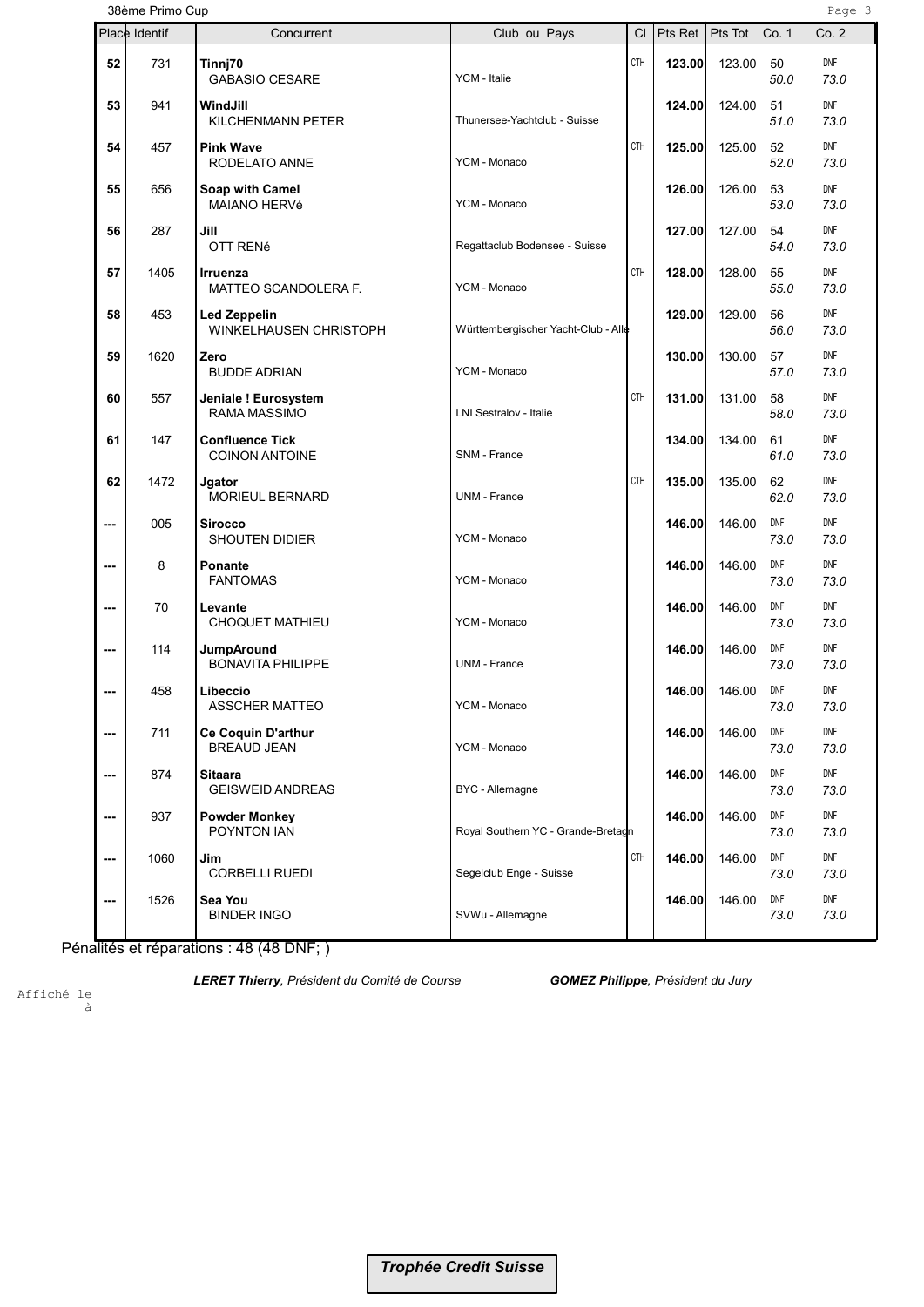| Place | Identif | Concurrent | Club ou Pays | Cl | Pts Ret | Pts Tot | Co. 1 | Co. 2 |
|---|---|---|---|---|---|---|---|---|
| 52 | 731 | Tinnj70<br>GABASIO CESARE | YCM - Italie | CTH | 123.00 | 123.00 | 50<br>50.0 | DNF<br>73.0 |
| 53 | 941 | WindJill<br>KILCHENMANN PETER | Thunersee-Yachtclub - Suisse | | 124.00 | 124.00 | 51<br>51.0 | DNF<br>73.0 |
| 54 | 457 | Pink Wave<br>RODELATO ANNE | YCM - Monaco | CTH | 125.00 | 125.00 | 52<br>52.0 | DNF<br>73.0 |
| 55 | 656 | Soap with Camel<br>MAIANO HERVé | YCM - Monaco | | 126.00 | 126.00 | 53<br>53.0 | DNF<br>73.0 |
| 56 | 287 | Jill<br>OTT RENé | Regattaclub Bodensee - Suisse | | 127.00 | 127.00 | 54<br>54.0 | DNF<br>73.0 |
| 57 | 1405 | Irruenza<br>MATTEO SCANDOLERA F. | YCM - Monaco | CTH | 128.00 | 128.00 | 55<br>55.0 | DNF<br>73.0 |
| 58 | 453 | Led Zeppelin<br>WINKELHAUSEN CHRISTOPH | Württembergischer Yacht-Club - Alle | | 129.00 | 129.00 | 56<br>56.0 | DNF<br>73.0 |
| 59 | 1620 | Zero<br>BUDDE ADRIAN | YCM - Monaco | | 130.00 | 130.00 | 57<br>57.0 | DNF<br>73.0 |
| 60 | 557 | Jeniale ! Eurosystem<br>RAMA MASSIMO | LNI Sestralov - Italie | CTH | 131.00 | 131.00 | 58<br>58.0 | DNF<br>73.0 |
| 61 | 147 | Confluence Tick<br>COINON ANTOINE | SNM - France | | 134.00 | 134.00 | 61<br>61.0 | DNF<br>73.0 |
| 62 | 1472 | Jgator<br>MORIEUL BERNARD | UNM - France | CTH | 135.00 | 135.00 | 62<br>62.0 | DNF<br>73.0 |
| --- | 005 | Sirocco<br>SHOUTEN DIDIER | YCM - Monaco | | 146.00 | 146.00 | DNF<br>73.0 | DNF<br>73.0 |
| --- | 8 | Ponante<br>FANTOMAS | YCM - Monaco | | 146.00 | 146.00 | DNF<br>73.0 | DNF<br>73.0 |
| --- | 70 | Levante<br>CHOQUET MATHIEU | YCM - Monaco | | 146.00 | 146.00 | DNF<br>73.0 | DNF<br>73.0 |
| --- | 114 | JumpAround<br>BONAVITA PHILIPPE | UNM - France | | 146.00 | 146.00 | DNF<br>73.0 | DNF<br>73.0 |
| --- | 458 | Libeccio<br>ASSCHER MATTEO | YCM - Monaco | | 146.00 | 146.00 | DNF<br>73.0 | DNF<br>73.0 |
| --- | 711 | Ce Coquin D'arthur<br>BREAUD JEAN | YCM - Monaco | | 146.00 | 146.00 | DNF<br>73.0 | DNF<br>73.0 |
| --- | 874 | Sitaara<br>GEISWEID ANDREAS | BYC - Allemagne | | 146.00 | 146.00 | DNF<br>73.0 | DNF<br>73.0 |
| --- | 937 | Powder Monkey<br>POYNTON IAN | Royal Southern YC - Grande-Bretagn | | 146.00 | 146.00 | DNF<br>73.0 | DNF<br>73.0 |
| --- | 1060 | Jim<br>CORBELLI RUEDI | Segelclub Enge - Suisse | CTH | 146.00 | 146.00 | DNF<br>73.0 | DNF<br>73.0 |
| --- | 1526 | Sea You<br>BINDER INGO | SVWu - Allemagne | | 146.00 | 146.00 | DNF<br>73.0 | DNF<br>73.0 |

Pénalités et réparations : 48 (48 DNF; )

***LERET Thierry**, Président du Comité de Course* ***GOMEZ Philippe**, Président du Jury*

Affiché le
à

***Trophée Credit Suisse***